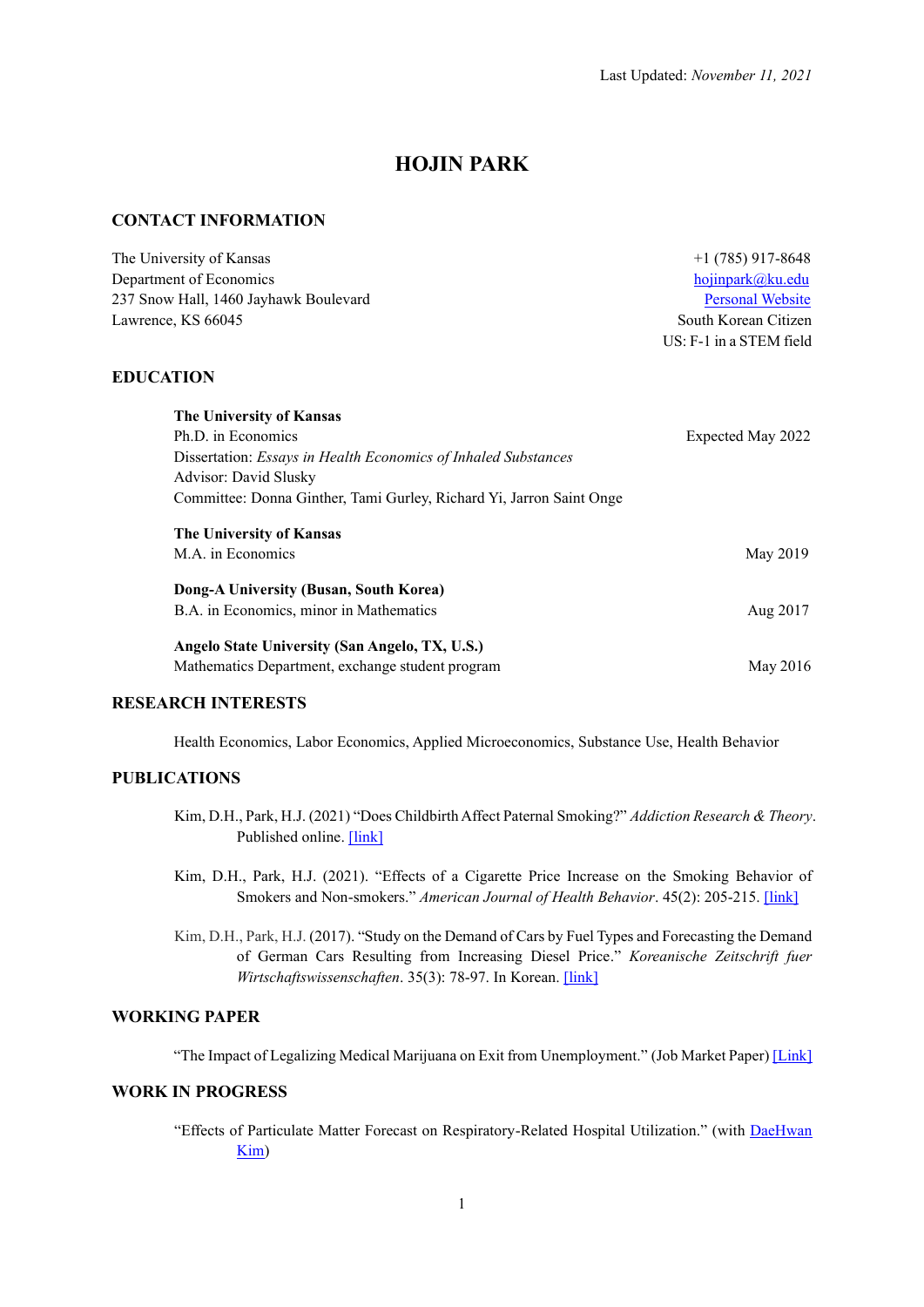Last Updated: *November 11, 2021*

# HOJIN PARK

## CONTACT INFORMATION

The University of Kansas
Department of Economics
237 Snow Hall, 1460 Jayhawk Boulevard
Lawrence, KS 66045

+1 (785) 917-8648
[hojinpark@ku.edu]
[Personal Website]
South Korean Citizen
US: F-1 in a STEM field

## EDUCATION

**The University of Kansas**
Ph.D. in Economics — Expected May 2022
Dissertation: *Essays in Health Economics of Inhaled Substances*
Advisor: David Slusky
Committee: Donna Ginther, Tami Gurley, Richard Yi, Jarron Saint Onge

**The University of Kansas**
M.A. in Economics — May 2019

**Dong-A University (Busan, South Korea)**
B.A. in Economics, minor in Mathematics — Aug 2017

**Angelo State University (San Angelo, TX, U.S.)**
Mathematics Department, exchange student program — May 2016

## RESEARCH INTERESTS

Health Economics, Labor Economics, Applied Microeconomics, Substance Use, Health Behavior

## PUBLICATIONS

Kim, D.H., Park, H.J. (2021) "Does Childbirth Affect Paternal Smoking?" *Addiction Research & Theory*. Published online. [link]

Kim, D.H., Park, H.J. (2021). "Effects of a Cigarette Price Increase on the Smoking Behavior of Smokers and Non-smokers." *American Journal of Health Behavior*. 45(2): 205-215. [link]

Kim, D.H., Park, H.J. (2017). "Study on the Demand of Cars by Fuel Types and Forecasting the Demand of German Cars Resulting from Increasing Diesel Price." *Koreanische Zeitschrift fuer Wirtschaftswissenschaften*. 35(3): 78-97. In Korean. [link]

## WORKING PAPER

"The Impact of Legalizing Medical Marijuana on Exit from Unemployment." (Job Market Paper) [Link]

## WORK IN PROGRESS

"Effects of Particulate Matter Forecast on Respiratory-Related Hospital Utilization." (with DaeHwan Kim)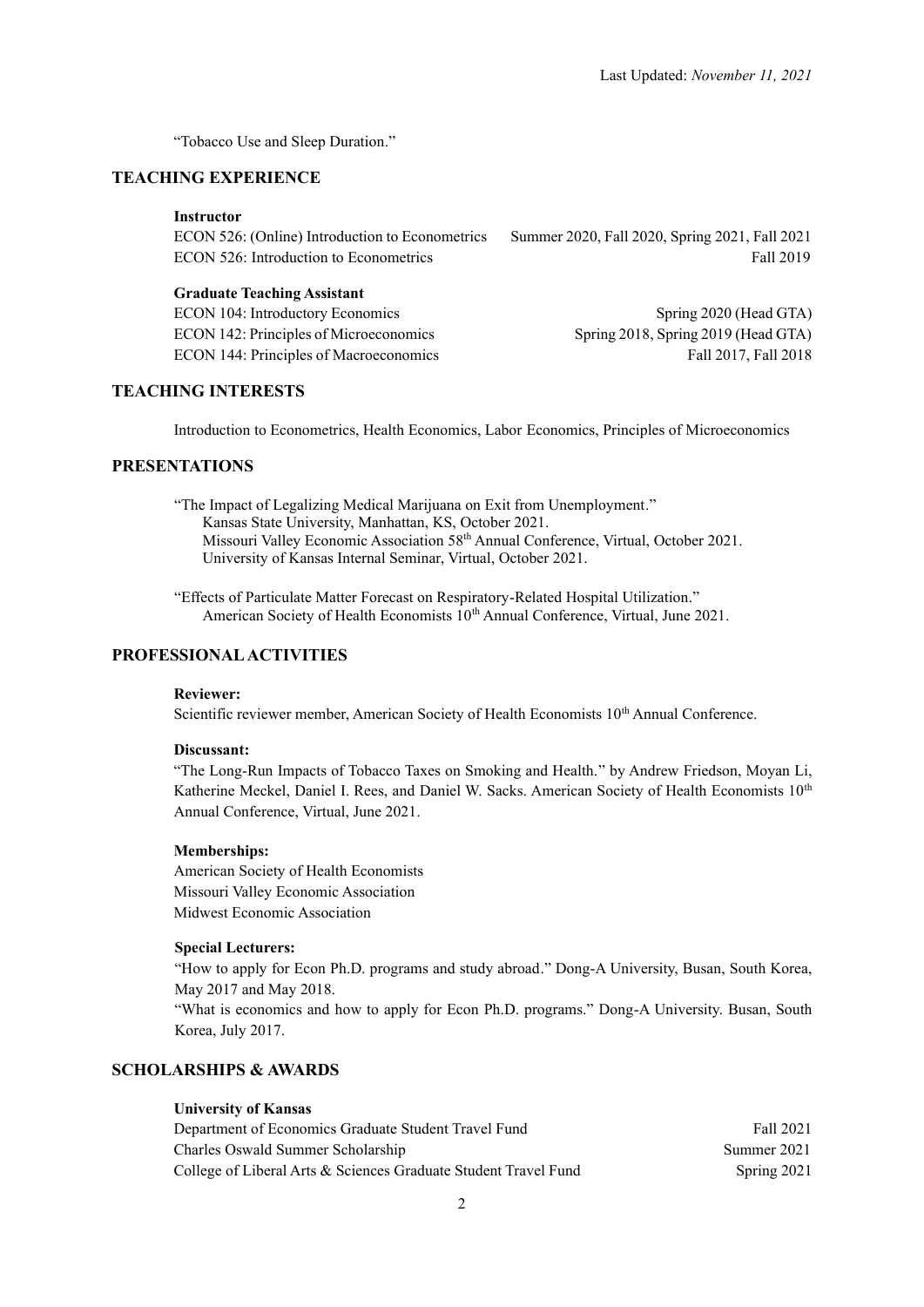Last Updated: *November 11, 2021*

"Tobacco Use and Sleep Duration."

## TEACHING EXPERIENCE

**Instructor**

ECON 526: (Online) Introduction to Econometrics — Summer 2020, Fall 2020, Spring 2021, Fall 2021
ECON 526: Introduction to Econometrics — Fall 2019

**Graduate Teaching Assistant**

ECON 104: Introductory Economics — Spring 2020 (Head GTA)
ECON 142: Principles of Microeconomics — Spring 2018, Spring 2019 (Head GTA)
ECON 144: Principles of Macroeconomics — Fall 2017, Fall 2018

## TEACHING INTERESTS

Introduction to Econometrics, Health Economics, Labor Economics, Principles of Microeconomics

## PRESENTATIONS

"The Impact of Legalizing Medical Marijuana on Exit from Unemployment."
Kansas State University, Manhattan, KS, October 2021.
Missouri Valley Economic Association 58th Annual Conference, Virtual, October 2021.
University of Kansas Internal Seminar, Virtual, October 2021.

"Effects of Particulate Matter Forecast on Respiratory-Related Hospital Utilization."
American Society of Health Economists 10th Annual Conference, Virtual, June 2021.

## PROFESSIONAL ACTIVITIES

**Reviewer:**

Scientific reviewer member, American Society of Health Economists 10th Annual Conference.

**Discussant:**

"The Long-Run Impacts of Tobacco Taxes on Smoking and Health." by Andrew Friedson, Moyan Li, Katherine Meckel, Daniel I. Rees, and Daniel W. Sacks. American Society of Health Economists 10th Annual Conference, Virtual, June 2021.

**Memberships:**

American Society of Health Economists
Missouri Valley Economic Association
Midwest Economic Association

**Special Lecturers:**

"How to apply for Econ Ph.D. programs and study abroad." Dong-A University, Busan, South Korea, May 2017 and May 2018.
"What is economics and how to apply for Econ Ph.D. programs." Dong-A University. Busan, South Korea, July 2017.

## SCHOLARSHIPS & AWARDS

**University of Kansas**

Department of Economics Graduate Student Travel Fund — Fall 2021
Charles Oswald Summer Scholarship — Summer 2021
College of Liberal Arts & Sciences Graduate Student Travel Fund — Spring 2021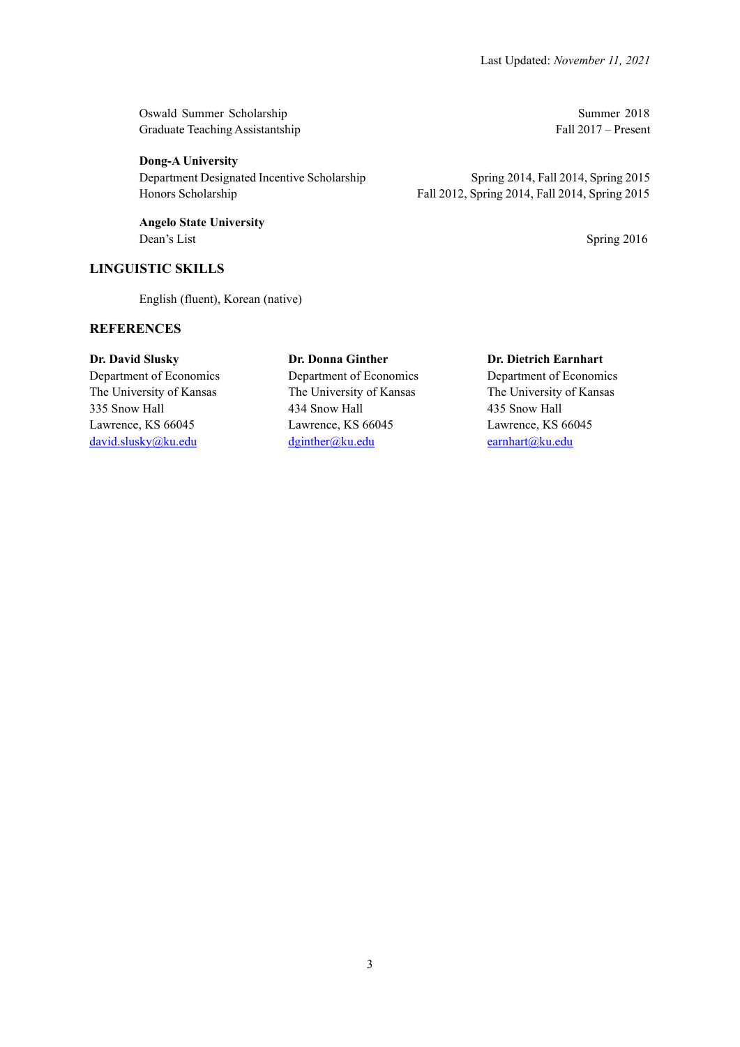Last Updated: *November 11, 2021*

| | |
|---|---|
| Oswald Summer Scholarship | Summer 2018 |
| Graduate Teaching Assistantship | Fall 2017 – Present |

**Dong-A University**

| | |
|---|---|
| Department Designated Incentive Scholarship | Spring 2014, Fall 2014, Spring 2015 |
| Honors Scholarship | Fall 2012, Spring 2014, Fall 2014, Spring 2015 |

**Angelo State University**

| | |
|---|---|
| Dean's List | Spring 2016 |

## LINGUISTIC SKILLS

English (fluent), Korean (native)

## REFERENCES

**Dr. David Slusky**
Department of Economics
The University of Kansas
335 Snow Hall
Lawrence, KS 66045
david.slusky@ku.edu

**Dr. Donna Ginther**
Department of Economics
The University of Kansas
434 Snow Hall
Lawrence, KS 66045
dginther@ku.edu

**Dr. Dietrich Earnhart**
Department of Economics
The University of Kansas
435 Snow Hall
Lawrence, KS 66045
earnhart@ku.edu